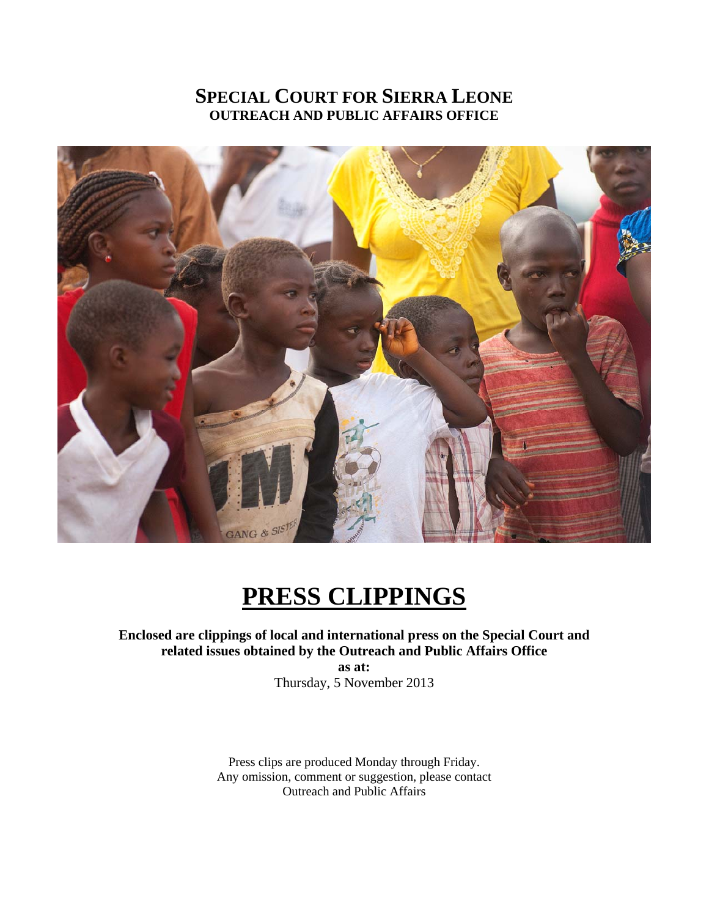# SPECIAL COURT FOR SIERRA LEONE
## OUTREACH AND PUBLIC AFFAIRS OFFICE

# PRESS CLIPPINGS

**Enclosed are clippings of local and international press on the Special Court and related issues obtained by the Outreach and Public Affairs Office**
**as at:**
Thursday, 5 November 2013

Press clips are produced Monday through Friday.
Any omission, comment or suggestion, please contact
Outreach and Public Affairs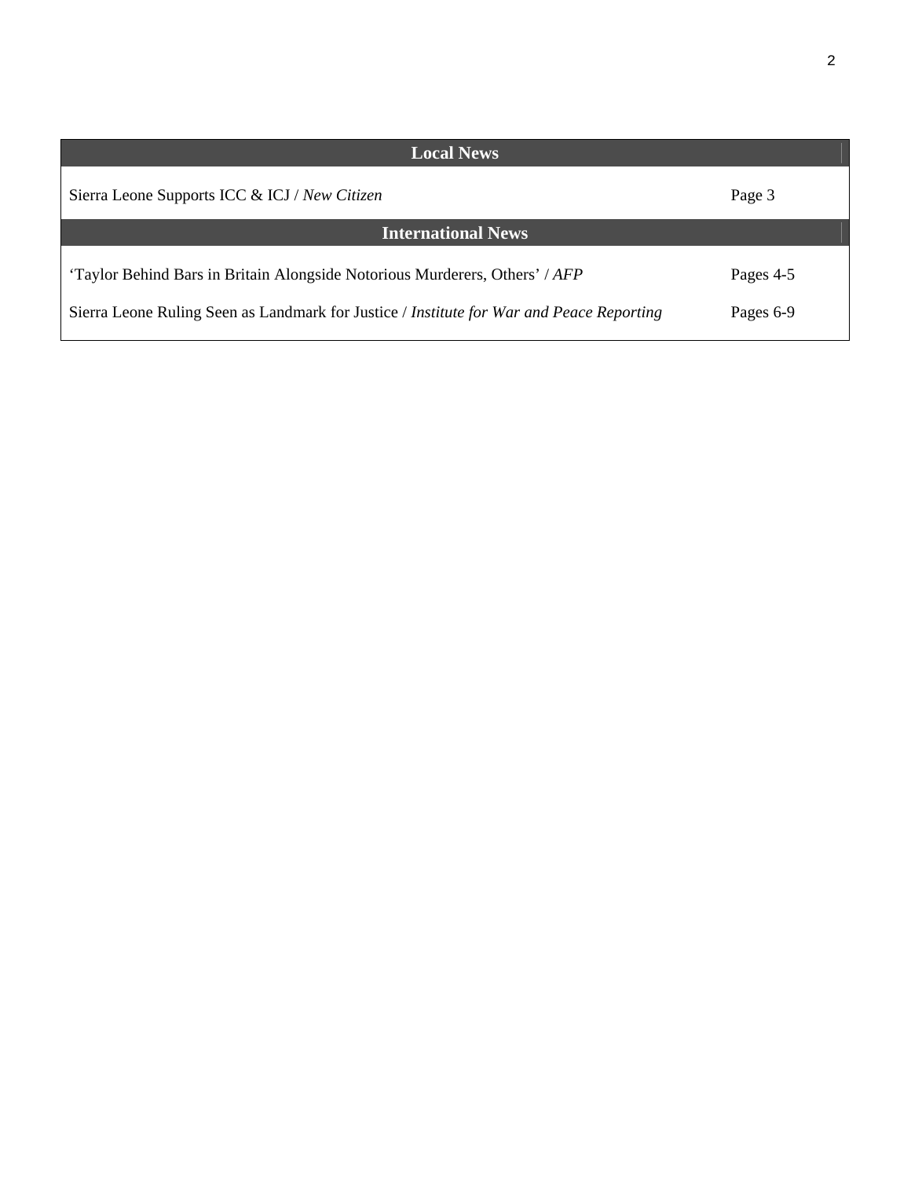| Local News | |
|---|---|
| Sierra Leone Supports ICC & ICJ / *New Citizen* | Page 3 |
| **International News** | |
| 'Taylor Behind Bars in Britain Alongside Notorious Murderers, Others' / *AFP* | Pages 4-5 |
| Sierra Leone Ruling Seen as Landmark for Justice / *Institute for War and Peace Reporting* | Pages 6-9 |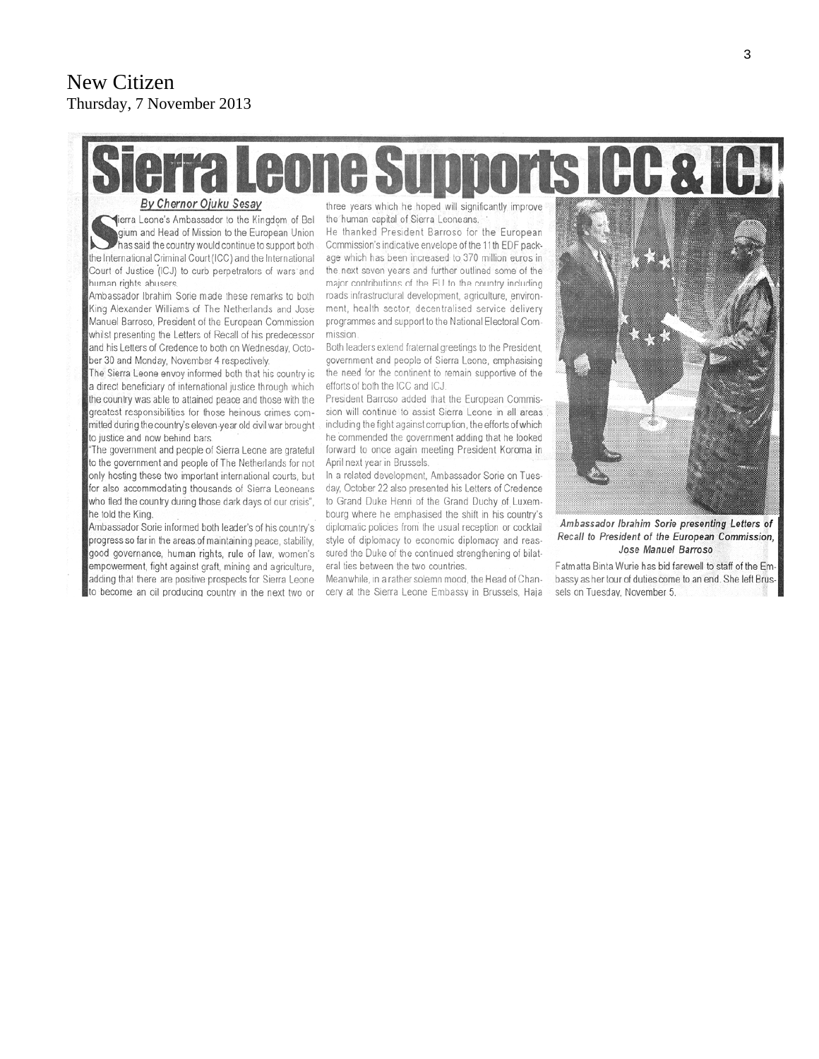New Citizen
Thursday, 7 November 2013

# Sierra Leone Supports ICC & ICJ

**By Chernor Ojuku Sesay**

Sierra Leone's Ambassador to the Kingdom of Belgium and Head of Mission to the European Union has said the country would continue to support both the International Criminal Court (ICC) and the International Court of Justice (ICJ) to curb perpetrators of wars and human rights abusers.

Ambassador Ibrahim Sorie made these remarks to both King Alexander Williams of The Netherlands and Jose Manuel Barroso, President of the European Commission whilst presenting the Letters of Recall of his predecessor and his Letters of Credence to both on Wednesday, October 30 and Monday, November 4 respectively.

The Sierra Leone envoy informed both that his country is a direct beneficiary of international justice through which the country was able to attained peace and those with the greatest responsibilities for those heinous crimes committed during the country's eleven-year old civil war brought to justice and now behind bars.

"The government and people of Sierra Leone are grateful to the government and people of The Netherlands for not only hosting these two important international courts, but for also accommodating thousands of Sierra Leoneans who fled the country during those dark days of our crisis", he told the King.

Ambassador Sorie informed both leader's of his country's progress so far in the areas of maintaining peace, stability, good governance, human rights, rule of law, women's empowerment, fight against graft, mining and agriculture, adding that there are positive prospects for Sierra Leone to become an oil producing country in the next two or three years which he hoped will significantly improve the human capital of Sierra Leoneans.

He thanked President Barroso for the European Commission's indicative envelope of the 11th EDF package which has been increased to 370 million euros in the next seven years and further outlined some of the major contributions of the EU to the country including roads infrastructural development, agriculture, environment, health sector, decentralised service delivery programmes and support to the National Electoral Commission.

Both leaders extend fraternal greetings to the President, government and people of Sierra Leone, emphasising the need for the continent to remain supportive of the efforts of both the ICC and ICJ.

President Barroso added that the European Commission will continue to assist Sierra Leone in all areas including the fight against corruption, the efforts of which he commended the government adding that he looked forward to once again meeting President Koroma in April next year in Brussels.

In a related development, Ambassador Sorie on Tuesday, October 22 also presented his Letters of Credence to Grand Duke Henri of the Grand Duchy of Luxembourg where he emphasised the shift in his country's diplomatic policies from the usual reception or cocktail style of diplomacy to economic diplomacy and reassured the Duke of the continued strengthening of bilateral ties between the two countries.

Meanwhile, in a rather solemn mood, the Head of Chancery at the Sierra Leone Embassy in Brussels, Haja Fatmatta Binta Wurie has bid farewell to staff of the Embassy as her tour of duties come to an end. She left Brussels on Tuesday, November 5.

*Ambassador Ibrahim Sorie presenting Letters of Recall to President of the European Commission, Jose Manuel Barroso*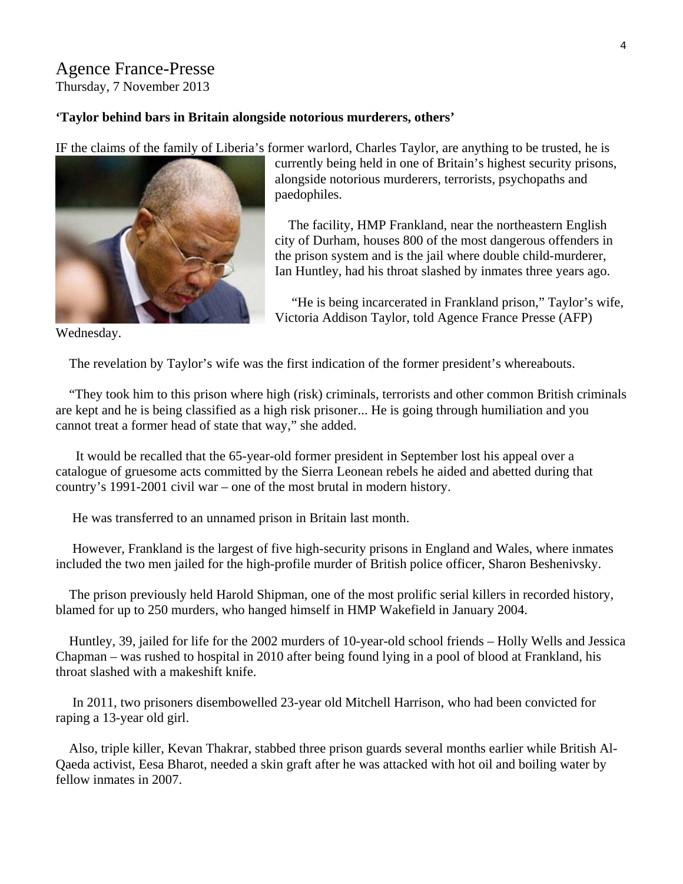## Agence France-Presse

Thursday, 7 November 2013

**'Taylor behind bars in Britain alongside notorious murderers, others'**

IF the claims of the family of Liberia's former warlord, Charles Taylor, are anything to be trusted, he is currently being held in one of Britain's highest security prisons, alongside notorious murderers, terrorists, psychopaths and paedophiles.

The facility, HMP Frankland, near the northeastern English city of Durham, houses 800 of the most dangerous offenders in the prison system and is the jail where double child-murderer, Ian Huntley, had his throat slashed by inmates three years ago.

"He is being incarcerated in Frankland prison," Taylor's wife, Victoria Addison Taylor, told Agence France Presse (AFP) Wednesday.

The revelation by Taylor's wife was the first indication of the former president's whereabouts.

"They took him to this prison where high (risk) criminals, terrorists and other common British criminals are kept and he is being classified as a high risk prisoner... He is going through humiliation and you cannot treat a former head of state that way," she added.

It would be recalled that the 65-year-old former president in September lost his appeal over a catalogue of gruesome acts committed by the Sierra Leonean rebels he aided and abetted during that country's 1991-2001 civil war – one of the most brutal in modern history.

He was transferred to an unnamed prison in Britain last month.

However, Frankland is the largest of five high-security prisons in England and Wales, where inmates included the two men jailed for the high-profile murder of British police officer, Sharon Beshenivsky.

The prison previously held Harold Shipman, one of the most prolific serial killers in recorded history, blamed for up to 250 murders, who hanged himself in HMP Wakefield in January 2004.

Huntley, 39, jailed for life for the 2002 murders of 10-year-old school friends – Holly Wells and Jessica Chapman – was rushed to hospital in 2010 after being found lying in a pool of blood at Frankland, his throat slashed with a makeshift knife.

In 2011, two prisoners disembowelled 23-year old Mitchell Harrison, who had been convicted for raping a 13-year old girl.

Also, triple killer, Kevan Thakrar, stabbed three prison guards several months earlier while British Al-Qaeda activist, Eesa Bharot, needed a skin graft after he was attacked with hot oil and boiling water by fellow inmates in 2007.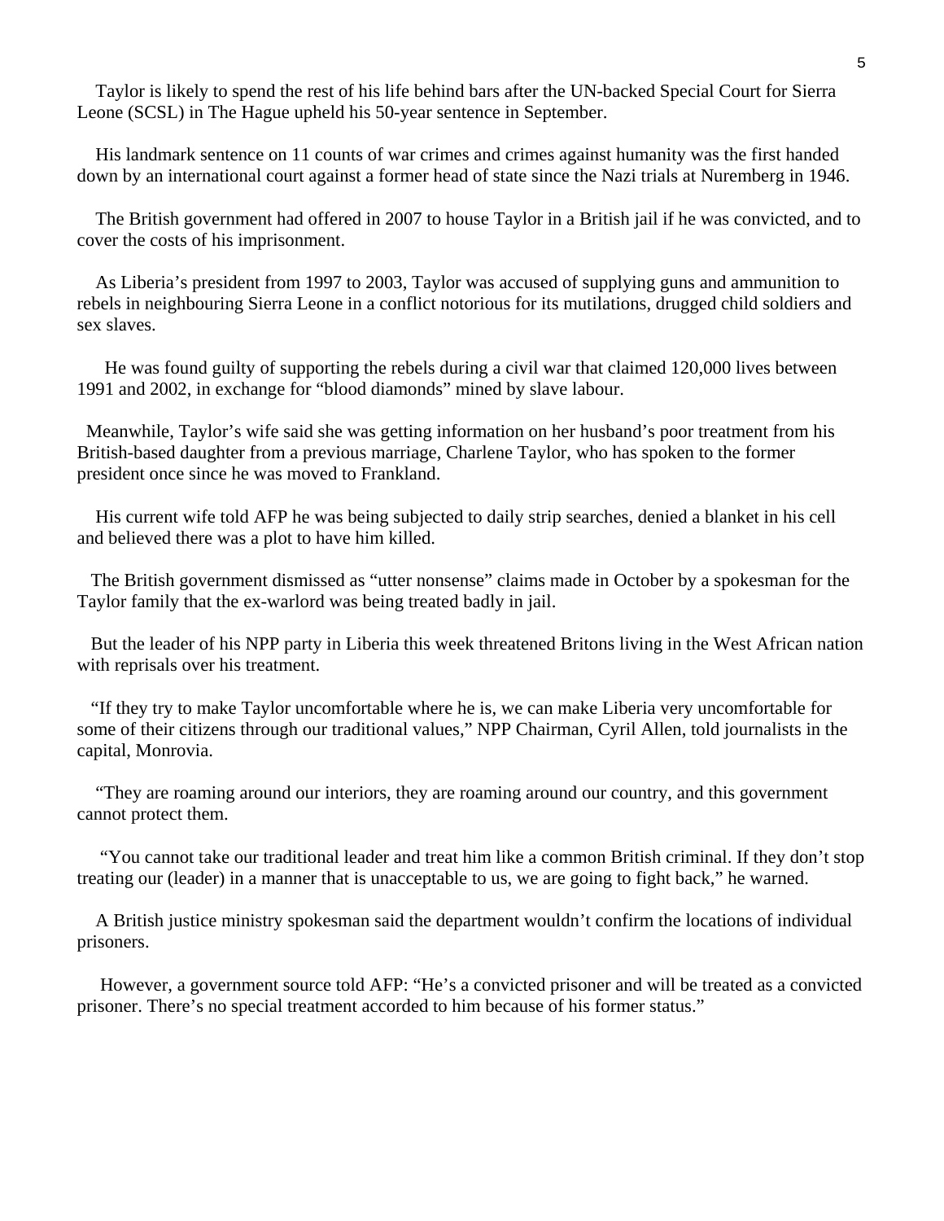Taylor is likely to spend the rest of his life behind bars after the UN-backed Special Court for Sierra Leone (SCSL) in The Hague upheld his 50-year sentence in September.

His landmark sentence on 11 counts of war crimes and crimes against humanity was the first handed down by an international court against a former head of state since the Nazi trials at Nuremberg in 1946.

The British government had offered in 2007 to house Taylor in a British jail if he was convicted, and to cover the costs of his imprisonment.

As Liberia's president from 1997 to 2003, Taylor was accused of supplying guns and ammunition to rebels in neighbouring Sierra Leone in a conflict notorious for its mutilations, drugged child soldiers and sex slaves.

He was found guilty of supporting the rebels during a civil war that claimed 120,000 lives between 1991 and 2002, in exchange for "blood diamonds" mined by slave labour.

Meanwhile, Taylor's wife said she was getting information on her husband's poor treatment from his British-based daughter from a previous marriage, Charlene Taylor, who has spoken to the former president once since he was moved to Frankland.

His current wife told AFP he was being subjected to daily strip searches, denied a blanket in his cell and believed there was a plot to have him killed.

The British government dismissed as "utter nonsense" claims made in October by a spokesman for the Taylor family that the ex-warlord was being treated badly in jail.

But the leader of his NPP party in Liberia this week threatened Britons living in the West African nation with reprisals over his treatment.

"If they try to make Taylor uncomfortable where he is, we can make Liberia very uncomfortable for some of their citizens through our traditional values," NPP Chairman, Cyril Allen, told journalists in the capital, Monrovia.

"They are roaming around our interiors, they are roaming around our country, and this government cannot protect them.

"You cannot take our traditional leader and treat him like a common British criminal. If they don't stop treating our (leader) in a manner that is unacceptable to us, we are going to fight back," he warned.

A British justice ministry spokesman said the department wouldn't confirm the locations of individual prisoners.

However, a government source told AFP: "He's a convicted prisoner and will be treated as a convicted prisoner. There's no special treatment accorded to him because of his former status."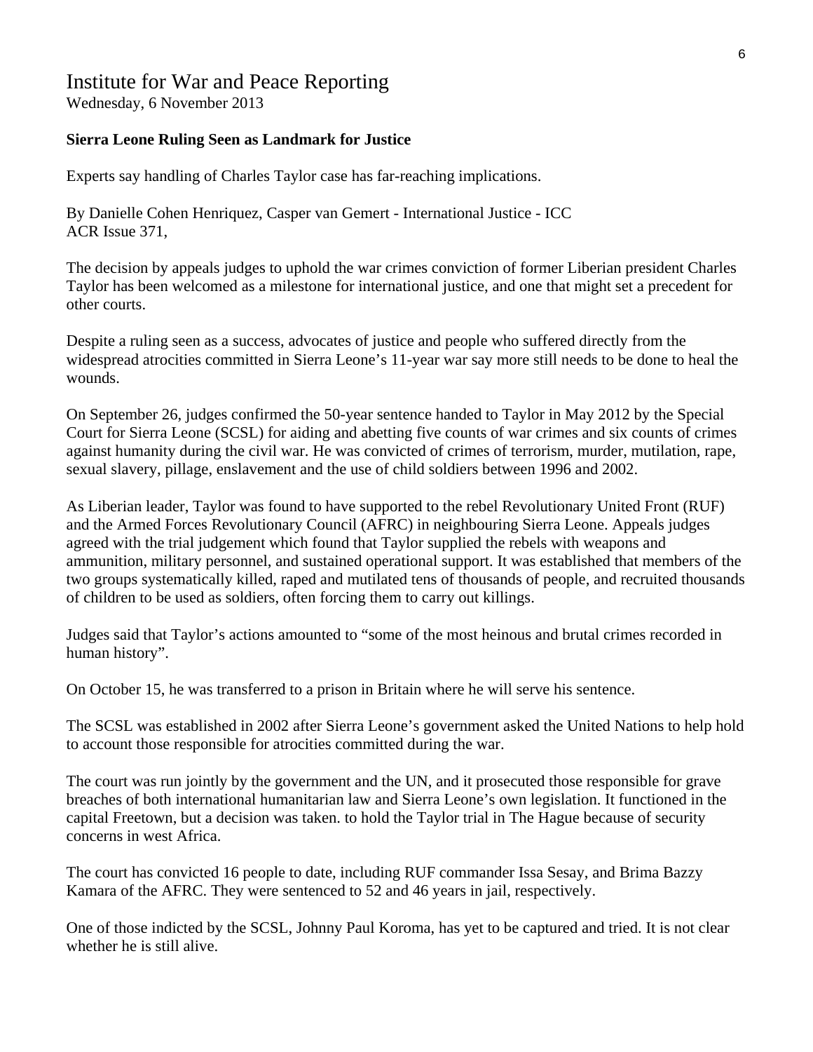# Institute for War and Peace Reporting

Wednesday, 6 November 2013

**Sierra Leone Ruling Seen as Landmark for Justice**

Experts say handling of Charles Taylor case has far-reaching implications.

By Danielle Cohen Henriquez, Casper van Gemert - International Justice - ICC
ACR Issue 371,

The decision by appeals judges to uphold the war crimes conviction of former Liberian president Charles Taylor has been welcomed as a milestone for international justice, and one that might set a precedent for other courts.

Despite a ruling seen as a success, advocates of justice and people who suffered directly from the widespread atrocities committed in Sierra Leone's 11-year war say more still needs to be done to heal the wounds.

On September 26, judges confirmed the 50-year sentence handed to Taylor in May 2012 by the Special Court for Sierra Leone (SCSL) for aiding and abetting five counts of war crimes and six counts of crimes against humanity during the civil war. He was convicted of crimes of terrorism, murder, mutilation, rape, sexual slavery, pillage, enslavement and the use of child soldiers between 1996 and 2002.

As Liberian leader, Taylor was found to have supported to the rebel Revolutionary United Front (RUF) and the Armed Forces Revolutionary Council (AFRC) in neighbouring Sierra Leone. Appeals judges agreed with the trial judgement which found that Taylor supplied the rebels with weapons and ammunition, military personnel, and sustained operational support. It was established that members of the two groups systematically killed, raped and mutilated tens of thousands of people, and recruited thousands of children to be used as soldiers, often forcing them to carry out killings.

Judges said that Taylor's actions amounted to "some of the most heinous and brutal crimes recorded in human history".

On October 15, he was transferred to a prison in Britain where he will serve his sentence.

The SCSL was established in 2002 after Sierra Leone's government asked the United Nations to help hold to account those responsible for atrocities committed during the war.

The court was run jointly by the government and the UN, and it prosecuted those responsible for grave breaches of both international humanitarian law and Sierra Leone's own legislation. It functioned in the capital Freetown, but a decision was taken. to hold the Taylor trial in The Hague because of security concerns in west Africa.

The court has convicted 16 people to date, including RUF commander Issa Sesay, and Brima Bazzy Kamara of the AFRC. They were sentenced to 52 and 46 years in jail, respectively.

One of those indicted by the SCSL, Johnny Paul Koroma, has yet to be captured and tried. It is not clear whether he is still alive.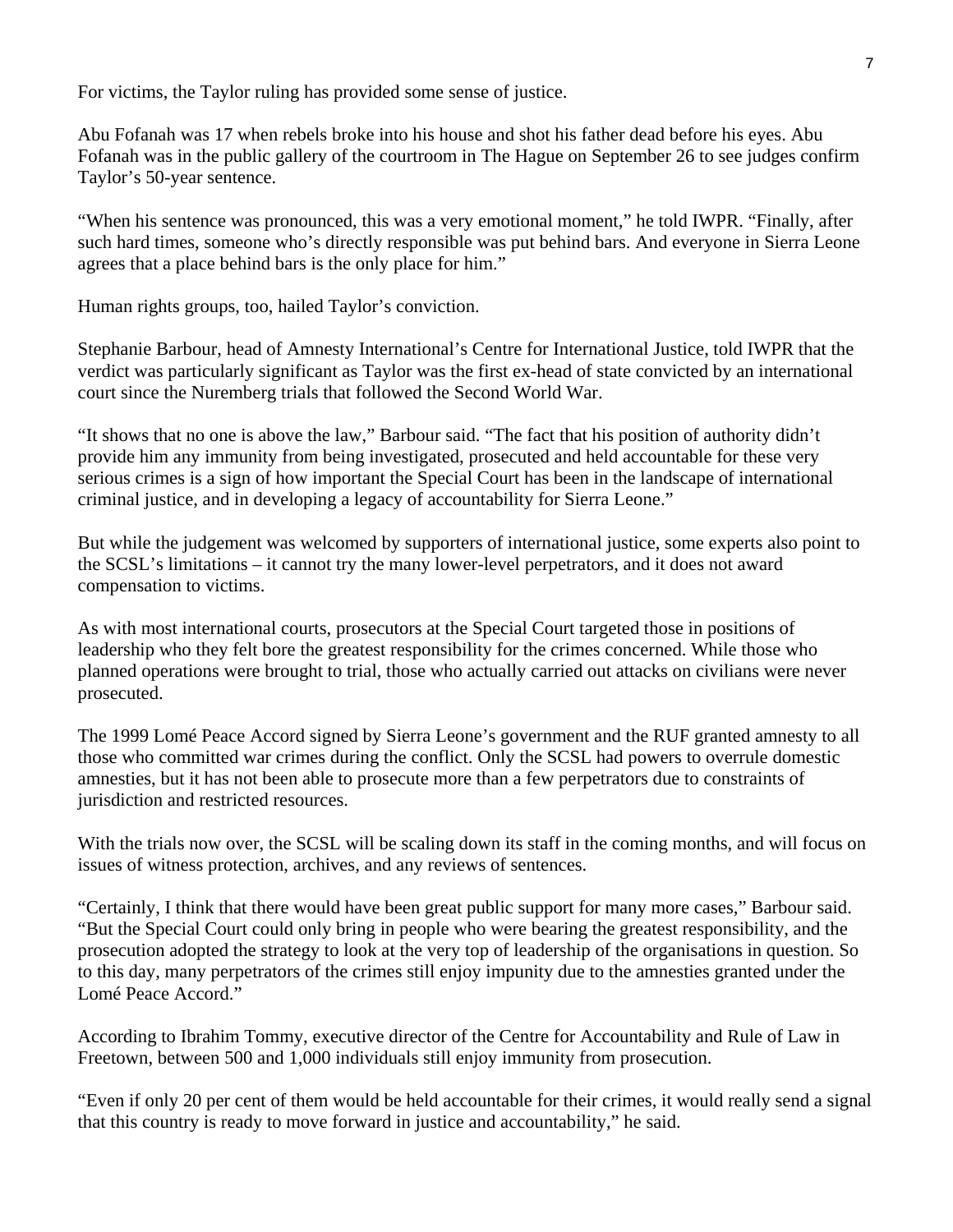For victims, the Taylor ruling has provided some sense of justice.

Abu Fofanah was 17 when rebels broke into his house and shot his father dead before his eyes. Abu Fofanah was in the public gallery of the courtroom in The Hague on September 26 to see judges confirm Taylor's 50-year sentence.

"When his sentence was pronounced, this was a very emotional moment," he told IWPR. "Finally, after such hard times, someone who's directly responsible was put behind bars. And everyone in Sierra Leone agrees that a place behind bars is the only place for him."

Human rights groups, too, hailed Taylor's conviction.

Stephanie Barbour, head of Amnesty International's Centre for International Justice, told IWPR that the verdict was particularly significant as Taylor was the first ex-head of state convicted by an international court since the Nuremberg trials that followed the Second World War.

"It shows that no one is above the law," Barbour said. "The fact that his position of authority didn't provide him any immunity from being investigated, prosecuted and held accountable for these very serious crimes is a sign of how important the Special Court has been in the landscape of international criminal justice, and in developing a legacy of accountability for Sierra Leone."

But while the judgement was welcomed by supporters of international justice, some experts also point to the SCSL's limitations – it cannot try the many lower-level perpetrators, and it does not award compensation to victims.

As with most international courts, prosecutors at the Special Court targeted those in positions of leadership who they felt bore the greatest responsibility for the crimes concerned. While those who planned operations were brought to trial, those who actually carried out attacks on civilians were never prosecuted.

The 1999 Lomé Peace Accord signed by Sierra Leone's government and the RUF granted amnesty to all those who committed war crimes during the conflict. Only the SCSL had powers to overrule domestic amnesties, but it has not been able to prosecute more than a few perpetrators due to constraints of jurisdiction and restricted resources.

With the trials now over, the SCSL will be scaling down its staff in the coming months, and will focus on issues of witness protection, archives, and any reviews of sentences.

"Certainly, I think that there would have been great public support for many more cases," Barbour said. "But the Special Court could only bring in people who were bearing the greatest responsibility, and the prosecution adopted the strategy to look at the very top of leadership of the organisations in question. So to this day, many perpetrators of the crimes still enjoy impunity due to the amnesties granted under the Lomé Peace Accord."

According to Ibrahim Tommy, executive director of the Centre for Accountability and Rule of Law in Freetown, between 500 and 1,000 individuals still enjoy immunity from prosecution.

"Even if only 20 per cent of them would be held accountable for their crimes, it would really send a signal that this country is ready to move forward in justice and accountability," he said.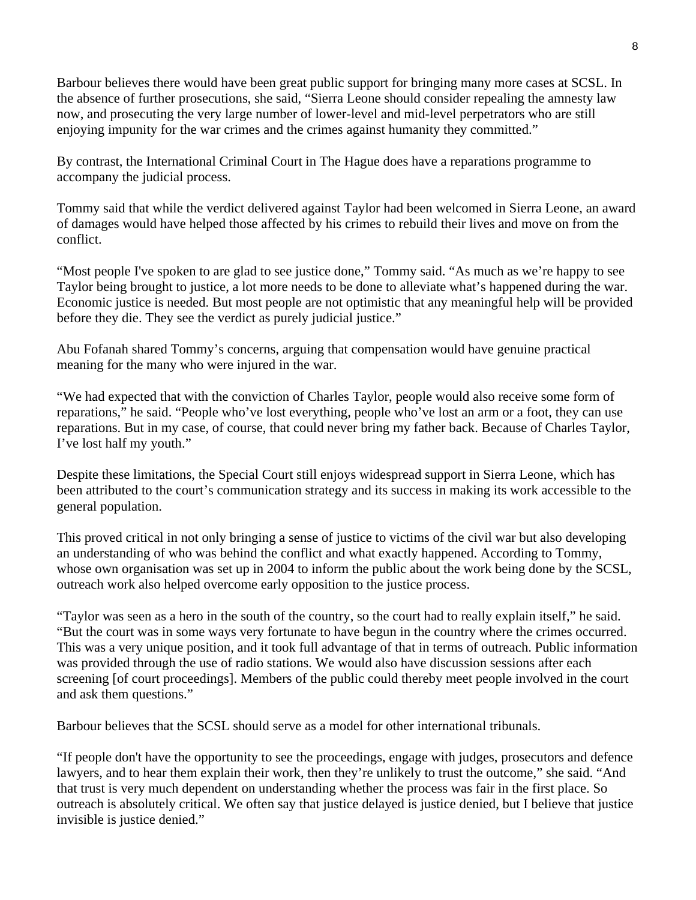Barbour believes there would have been great public support for bringing many more cases at SCSL. In the absence of further prosecutions, she said, "Sierra Leone should consider repealing the amnesty law now, and prosecuting the very large number of lower-level and mid-level perpetrators who are still enjoying impunity for the war crimes and the crimes against humanity they committed."

By contrast, the International Criminal Court in The Hague does have a reparations programme to accompany the judicial process.

Tommy said that while the verdict delivered against Taylor had been welcomed in Sierra Leone, an award of damages would have helped those affected by his crimes to rebuild their lives and move on from the conflict.

"Most people I've spoken to are glad to see justice done," Tommy said. "As much as we're happy to see Taylor being brought to justice, a lot more needs to be done to alleviate what's happened during the war. Economic justice is needed. But most people are not optimistic that any meaningful help will be provided before they die. They see the verdict as purely judicial justice."

Abu Fofanah shared Tommy's concerns, arguing that compensation would have genuine practical meaning for the many who were injured in the war.

"We had expected that with the conviction of Charles Taylor, people would also receive some form of reparations," he said. "People who've lost everything, people who've lost an arm or a foot, they can use reparations. But in my case, of course, that could never bring my father back. Because of Charles Taylor, I've lost half my youth."

Despite these limitations, the Special Court still enjoys widespread support in Sierra Leone, which has been attributed to the court's communication strategy and its success in making its work accessible to the general population.

This proved critical in not only bringing a sense of justice to victims of the civil war but also developing an understanding of who was behind the conflict and what exactly happened. According to Tommy, whose own organisation was set up in 2004 to inform the public about the work being done by the SCSL, outreach work also helped overcome early opposition to the justice process.

"Taylor was seen as a hero in the south of the country, so the court had to really explain itself," he said. "But the court was in some ways very fortunate to have begun in the country where the crimes occurred. This was a very unique position, and it took full advantage of that in terms of outreach. Public information was provided through the use of radio stations. We would also have discussion sessions after each screening [of court proceedings]. Members of the public could thereby meet people involved in the court and ask them questions."

Barbour believes that the SCSL should serve as a model for other international tribunals.

"If people don't have the opportunity to see the proceedings, engage with judges, prosecutors and defence lawyers, and to hear them explain their work, then they're unlikely to trust the outcome," she said. "And that trust is very much dependent on understanding whether the process was fair in the first place. So outreach is absolutely critical. We often say that justice delayed is justice denied, but I believe that justice invisible is justice denied."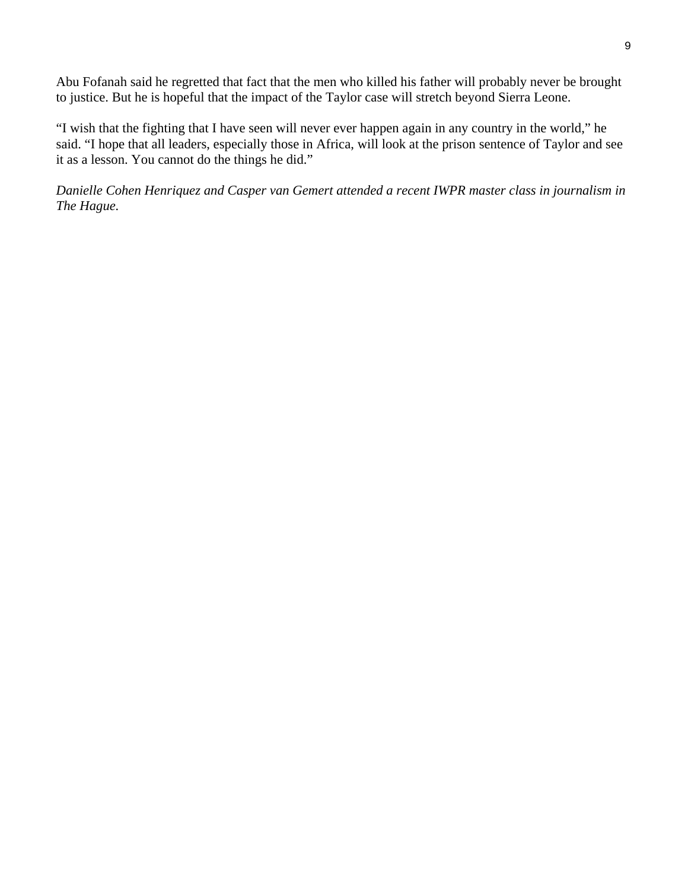Abu Fofanah said he regretted that fact that the men who killed his father will probably never be brought to justice. But he is hopeful that the impact of the Taylor case will stretch beyond Sierra Leone.

“I wish that the fighting that I have seen will never ever happen again in any country in the world,” he said. “I hope that all leaders, especially those in Africa, will look at the prison sentence of Taylor and see it as a lesson. You cannot do the things he did.”

*Danielle Cohen Henriquez and Casper van Gemert attended a recent IWPR master class in journalism in The Hague.*